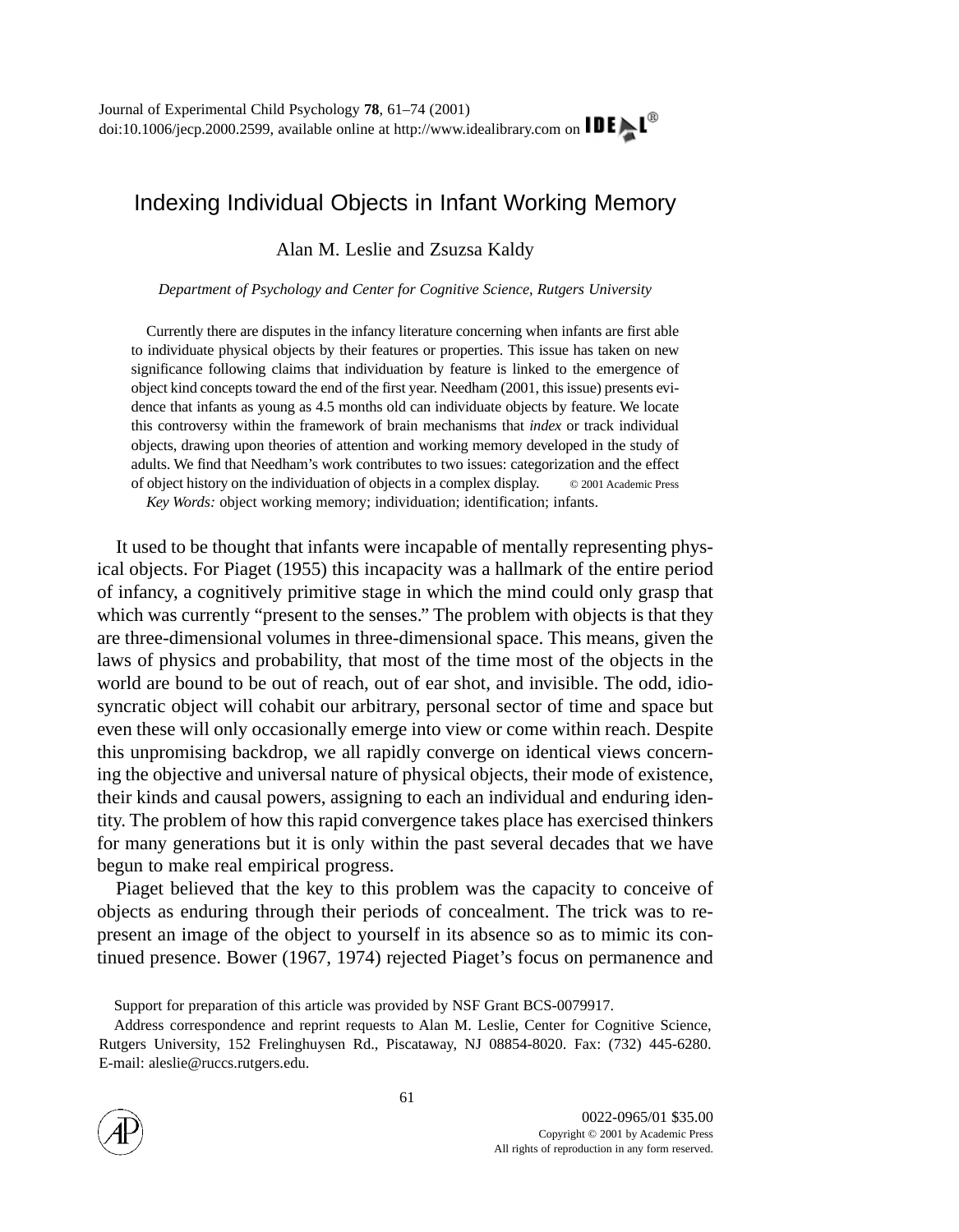# Indexing Individual Objects in Infant Working Memory

Alan M. Leslie and Zsuzsa Kaldy

*Department of Psychology and Center for Cognitive Science, Rutgers University*

Currently there are disputes in the infancy literature concerning when infants are first able to individuate physical objects by their features or properties. This issue has taken on new significance following claims that individuation by feature is linked to the emergence of object kind concepts toward the end of the first year. Needham (2001, this issue) presents evidence that infants as young as 4.5 months old can individuate objects by feature. We locate this controversy within the framework of brain mechanisms that *index* or track individual objects, drawing upon theories of attention and working memory developed in the study of adults. We find that Needham's work contributes to two issues: categorization and the effect of object history on the individuation of objects in a complex display. © 2001 Academic Press

*Key Words:* object working memory; individuation; identification; infants.

It used to be thought that infants were incapable of mentally representing physical objects. For Piaget (1955) this incapacity was a hallmark of the entire period of infancy, a cognitively primitive stage in which the mind could only grasp that which was currently "present to the senses." The problem with objects is that they are three-dimensional volumes in three-dimensional space. This means, given the laws of physics and probability, that most of the time most of the objects in the world are bound to be out of reach, out of ear shot, and invisible. The odd, idiosyncratic object will cohabit our arbitrary, personal sector of time and space but even these will only occasionally emerge into view or come within reach. Despite this unpromising backdrop, we all rapidly converge on identical views concerning the objective and universal nature of physical objects, their mode of existence, their kinds and causal powers, assigning to each an individual and enduring identity. The problem of how this rapid convergence takes place has exercised thinkers for many generations but it is only within the past several decades that we have begun to make real empirical progress.

Piaget believed that the key to this problem was the capacity to conceive of objects as enduring through their periods of concealment. The trick was to represent an image of the object to yourself in its absence so as to mimic its continued presence. Bower (1967, 1974) rejected Piaget's focus on permanence and

Support for preparation of this article was provided by NSF Grant BCS-0079917.

Address correspondence and reprint requests to Alan M. Leslie, Center for Cognitive Science, Rutgers University, 152 Frelinghuysen Rd., Piscataway, NJ 08854-8020. Fax: (732) 445-6280. E-mail: aleslie@ruccs.rutgers.edu.

0022-0965/01 $35.00
Copyright © 2001 by Academic Press
All rights of reproduction in any form reserved.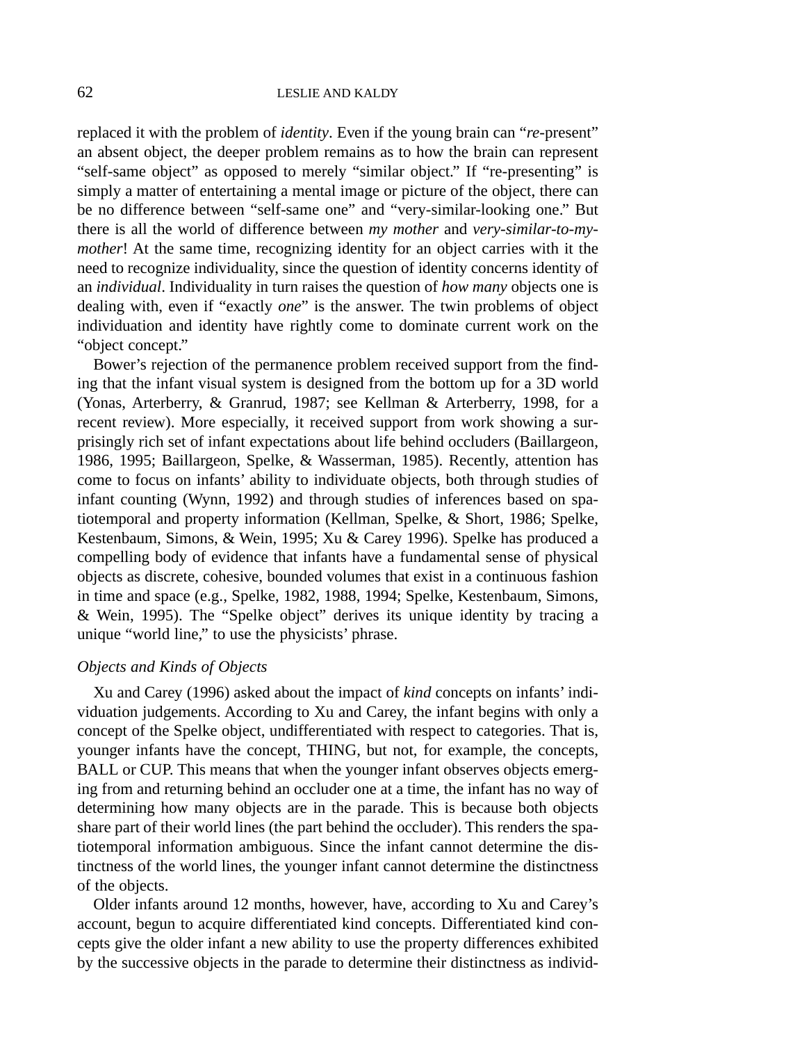replaced it with the problem of *identity*. Even if the young brain can "*re*-present" an absent object, the deeper problem remains as to how the brain can represent "self-same object" as opposed to merely "similar object." If "re-presenting" is simply a matter of entertaining a mental image or picture of the object, there can be no difference between "self-same one" and "very-similar-looking one." But there is all the world of difference between *my mother* and *very-similar-to-my-mother*! At the same time, recognizing identity for an object carries with it the need to recognize individuality, since the question of identity concerns identity of an *individual*. Individuality in turn raises the question of *how many* objects one is dealing with, even if "exactly *one*" is the answer. The twin problems of object individuation and identity have rightly come to dominate current work on the "object concept."

Bower's rejection of the permanence problem received support from the finding that the infant visual system is designed from the bottom up for a 3D world (Yonas, Arterberry, & Granrud, 1987; see Kellman & Arterberry, 1998, for a recent review). More especially, it received support from work showing a surprisingly rich set of infant expectations about life behind occluders (Baillargeon, 1986, 1995; Baillargeon, Spelke, & Wasserman, 1985). Recently, attention has come to focus on infants' ability to individuate objects, both through studies of infant counting (Wynn, 1992) and through studies of inferences based on spatiotemporal and property information (Kellman, Spelke, & Short, 1986; Spelke, Kestenbaum, Simons, & Wein, 1995; Xu & Carey 1996). Spelke has produced a compelling body of evidence that infants have a fundamental sense of physical objects as discrete, cohesive, bounded volumes that exist in a continuous fashion in time and space (e.g., Spelke, 1982, 1988, 1994; Spelke, Kestenbaum, Simons, & Wein, 1995). The "Spelke object" derives its unique identity by tracing a unique "world line," to use the physicists' phrase.

### *Objects and Kinds of Objects*

Xu and Carey (1996) asked about the impact of *kind* concepts on infants' individuation judgements. According to Xu and Carey, the infant begins with only a concept of the Spelke object, undifferentiated with respect to categories. That is, younger infants have the concept, THING, but not, for example, the concepts, BALL or CUP. This means that when the younger infant observes objects emerging from and returning behind an occluder one at a time, the infant has no way of determining how many objects are in the parade. This is because both objects share part of their world lines (the part behind the occluder). This renders the spatiotemporal information ambiguous. Since the infant cannot determine the distinctness of the world lines, the younger infant cannot determine the distinctness of the objects.

Older infants around 12 months, however, have, according to Xu and Carey's account, begun to acquire differentiated kind concepts. Differentiated kind concepts give the older infant a new ability to use the property differences exhibited by the successive objects in the parade to determine their distinctness as individ-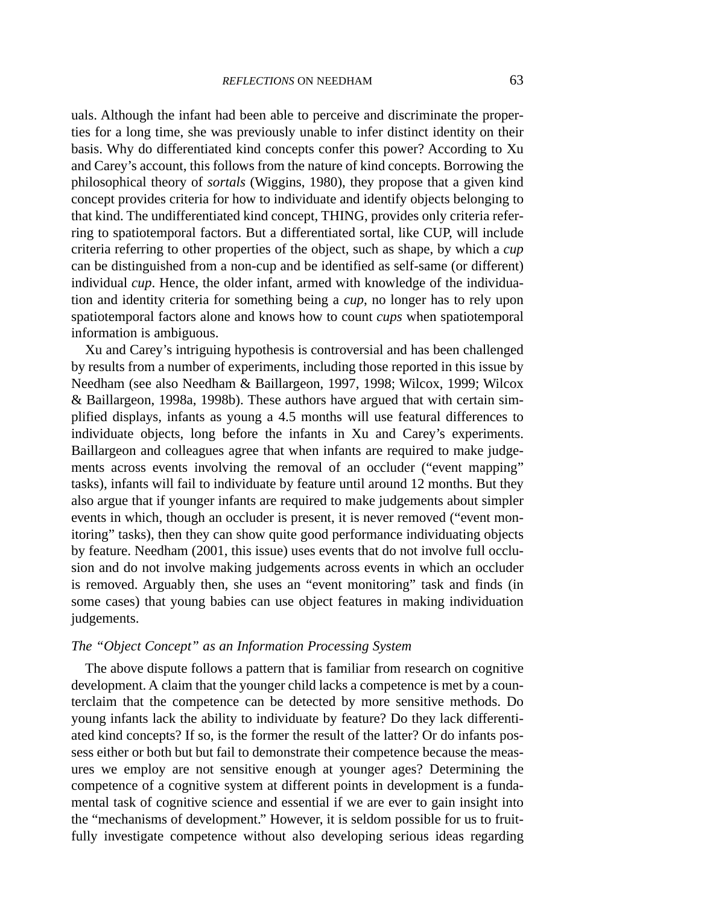uals. Although the infant had been able to perceive and discriminate the properties for a long time, she was previously unable to infer distinct identity on their basis. Why do differentiated kind concepts confer this power? According to Xu and Carey's account, this follows from the nature of kind concepts. Borrowing the philosophical theory of *sortals* (Wiggins, 1980), they propose that a given kind concept provides criteria for how to individuate and identify objects belonging to that kind. The undifferentiated kind concept, THING, provides only criteria referring to spatiotemporal factors. But a differentiated sortal, like CUP, will include criteria referring to other properties of the object, such as shape, by which a *cup* can be distinguished from a non-cup and be identified as self-same (or different) individual *cup*. Hence, the older infant, armed with knowledge of the individuation and identity criteria for something being a *cup*, no longer has to rely upon spatiotemporal factors alone and knows how to count *cups* when spatiotemporal information is ambiguous.

Xu and Carey's intriguing hypothesis is controversial and has been challenged by results from a number of experiments, including those reported in this issue by Needham (see also Needham & Baillargeon, 1997, 1998; Wilcox, 1999; Wilcox & Baillargeon, 1998a, 1998b). These authors have argued that with certain simplified displays, infants as young a 4.5 months will use featural differences to individuate objects, long before the infants in Xu and Carey's experiments. Baillargeon and colleagues agree that when infants are required to make judgements across events involving the removal of an occluder ("event mapping" tasks), infants will fail to individuate by feature until around 12 months. But they also argue that if younger infants are required to make judgements about simpler events in which, though an occluder is present, it is never removed ("event monitoring" tasks), then they can show quite good performance individuating objects by feature. Needham (2001, this issue) uses events that do not involve full occlusion and do not involve making judgements across events in which an occluder is removed. Arguably then, she uses an "event monitoring" task and finds (in some cases) that young babies can use object features in making individuation judgements.

### *The "Object Concept" as an Information Processing System*

The above dispute follows a pattern that is familiar from research on cognitive development. A claim that the younger child lacks a competence is met by a counterclaim that the competence can be detected by more sensitive methods. Do young infants lack the ability to individuate by feature? Do they lack differentiated kind concepts? If so, is the former the result of the latter? Or do infants possess either or both but but fail to demonstrate their competence because the measures we employ are not sensitive enough at younger ages? Determining the competence of a cognitive system at different points in development is a fundamental task of cognitive science and essential if we are ever to gain insight into the "mechanisms of development." However, it is seldom possible for us to fruitfully investigate competence without also developing serious ideas regarding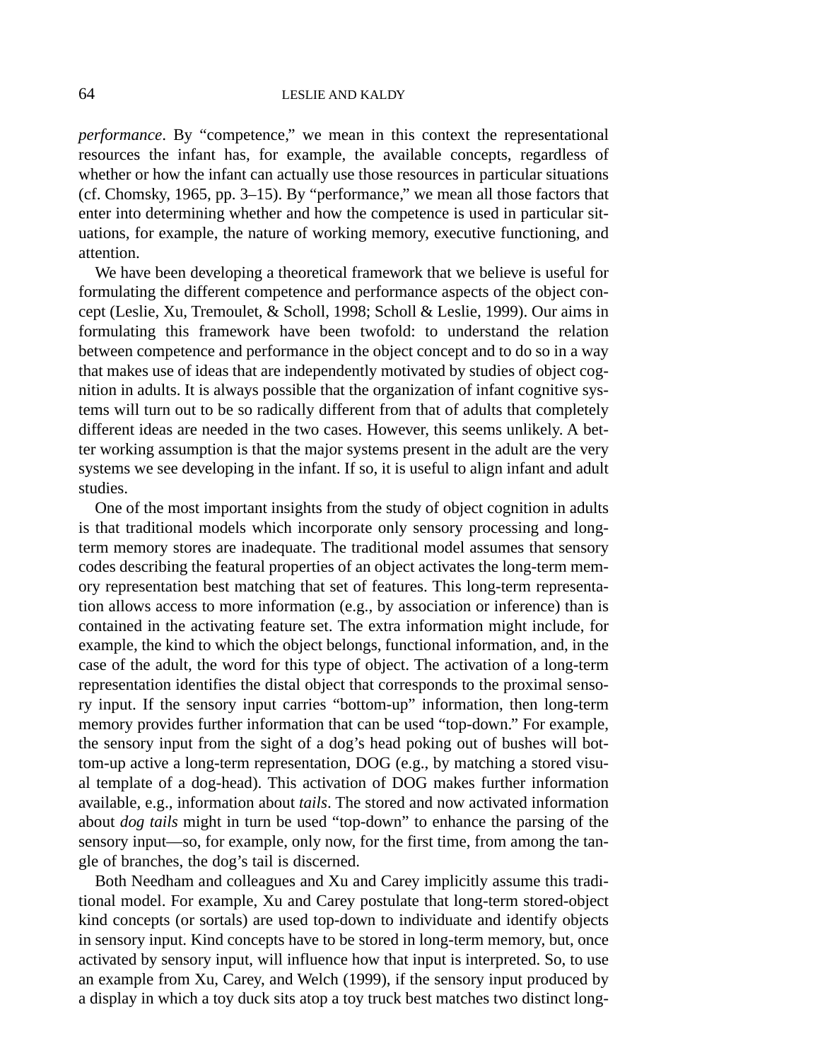*performance*. By "competence," we mean in this context the representational resources the infant has, for example, the available concepts, regardless of whether or how the infant can actually use those resources in particular situations (cf. Chomsky, 1965, pp. 3–15). By "performance," we mean all those factors that enter into determining whether and how the competence is used in particular situations, for example, the nature of working memory, executive functioning, and attention.

We have been developing a theoretical framework that we believe is useful for formulating the different competence and performance aspects of the object concept (Leslie, Xu, Tremoulet, & Scholl, 1998; Scholl & Leslie, 1999). Our aims in formulating this framework have been twofold: to understand the relation between competence and performance in the object concept and to do so in a way that makes use of ideas that are independently motivated by studies of object cognition in adults. It is always possible that the organization of infant cognitive systems will turn out to be so radically different from that of adults that completely different ideas are needed in the two cases. However, this seems unlikely. A better working assumption is that the major systems present in the adult are the very systems we see developing in the infant. If so, it is useful to align infant and adult studies.

One of the most important insights from the study of object cognition in adults is that traditional models which incorporate only sensory processing and long-term memory stores are inadequate. The traditional model assumes that sensory codes describing the featural properties of an object activates the long-term memory representation best matching that set of features. This long-term representation allows access to more information (e.g., by association or inference) than is contained in the activating feature set. The extra information might include, for example, the kind to which the object belongs, functional information, and, in the case of the adult, the word for this type of object. The activation of a long-term representation identifies the distal object that corresponds to the proximal sensory input. If the sensory input carries "bottom-up" information, then long-term memory provides further information that can be used "top-down." For example, the sensory input from the sight of a dog's head poking out of bushes will bottom-up active a long-term representation, DOG (e.g., by matching a stored visual template of a dog-head). This activation of DOG makes further information available, e.g., information about *tails*. The stored and now activated information about *dog tails* might in turn be used "top-down" to enhance the parsing of the sensory input—so, for example, only now, for the first time, from among the tangle of branches, the dog's tail is discerned.

Both Needham and colleagues and Xu and Carey implicitly assume this traditional model. For example, Xu and Carey postulate that long-term stored-object kind concepts (or sortals) are used top-down to individuate and identify objects in sensory input. Kind concepts have to be stored in long-term memory, but, once activated by sensory input, will influence how that input is interpreted. So, to use an example from Xu, Carey, and Welch (1999), if the sensory input produced by a display in which a toy duck sits atop a toy truck best matches two distinct long-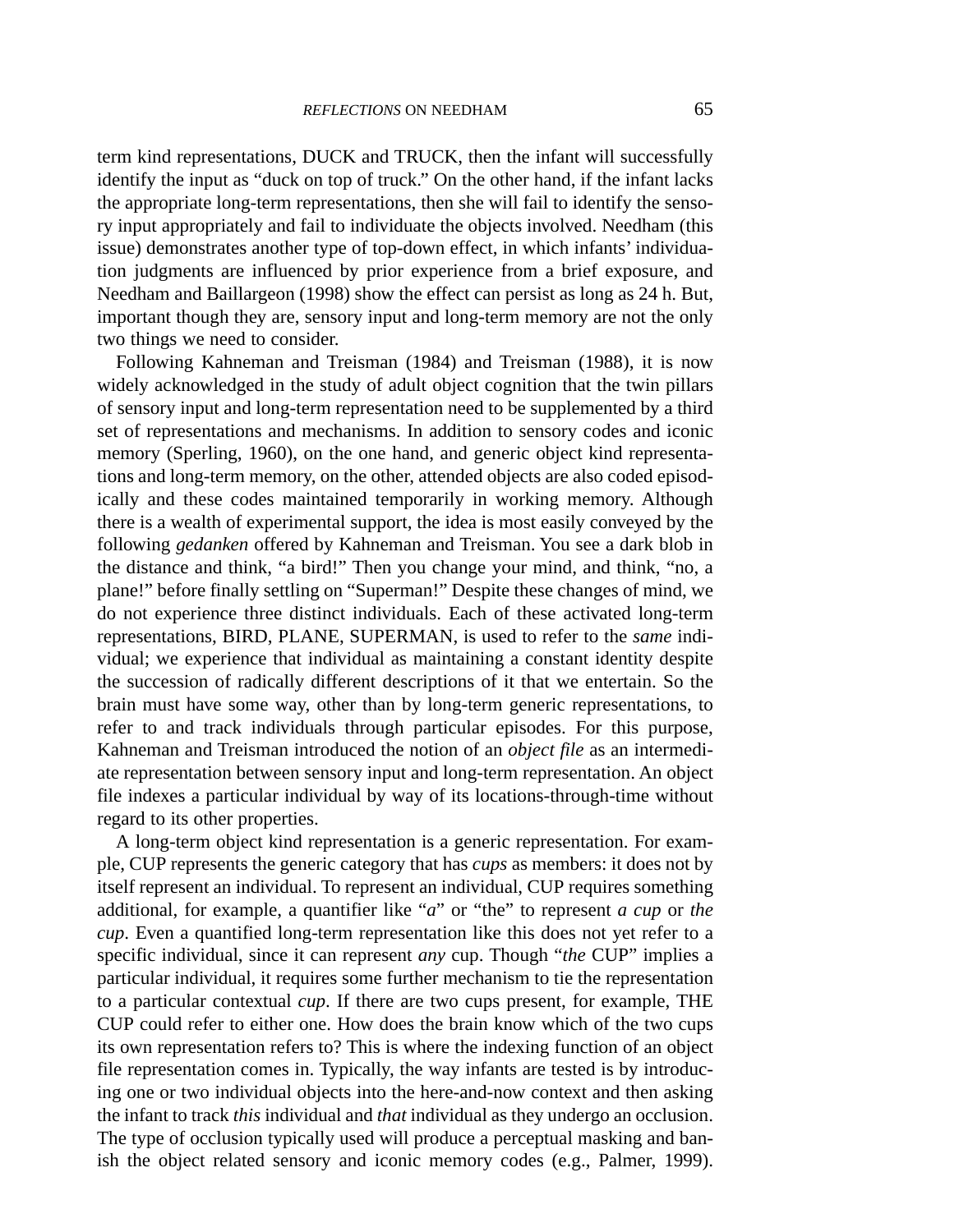term kind representations, DUCK and TRUCK, then the infant will successfully identify the input as "duck on top of truck." On the other hand, if the infant lacks the appropriate long-term representations, then she will fail to identify the sensory input appropriately and fail to individuate the objects involved. Needham (this issue) demonstrates another type of top-down effect, in which infants' individuation judgments are influenced by prior experience from a brief exposure, and Needham and Baillargeon (1998) show the effect can persist as long as 24 h. But, important though they are, sensory input and long-term memory are not the only two things we need to consider.

Following Kahneman and Treisman (1984) and Treisman (1988), it is now widely acknowledged in the study of adult object cognition that the twin pillars of sensory input and long-term representation need to be supplemented by a third set of representations and mechanisms. In addition to sensory codes and iconic memory (Sperling, 1960), on the one hand, and generic object kind representations and long-term memory, on the other, attended objects are also coded episodically and these codes maintained temporarily in working memory. Although there is a wealth of experimental support, the idea is most easily conveyed by the following *gedanken* offered by Kahneman and Treisman. You see a dark blob in the distance and think, "a bird!" Then you change your mind, and think, "no, a plane!" before finally settling on "Superman!" Despite these changes of mind, we do not experience three distinct individuals. Each of these activated long-term representations, BIRD, PLANE, SUPERMAN, is used to refer to the *same* individual; we experience that individual as maintaining a constant identity despite the succession of radically different descriptions of it that we entertain. So the brain must have some way, other than by long-term generic representations, to refer to and track individuals through particular episodes. For this purpose, Kahneman and Treisman introduced the notion of an *object file* as an intermediate representation between sensory input and long-term representation. An object file indexes a particular individual by way of its locations-through-time without regard to its other properties.

A long-term object kind representation is a generic representation. For example, CUP represents the generic category that has *cups* as members: it does not by itself represent an individual. To represent an individual, CUP requires something additional, for example, a quantifier like "*a*" or "the" to represent *a cup* or *the cup*. Even a quantified long-term representation like this does not yet refer to a specific individual, since it can represent *any* cup. Though "*the* CUP" implies a particular individual, it requires some further mechanism to tie the representation to a particular contextual *cup*. If there are two cups present, for example, THE CUP could refer to either one. How does the brain know which of the two cups its own representation refers to? This is where the indexing function of an object file representation comes in. Typically, the way infants are tested is by introducing one or two individual objects into the here-and-now context and then asking the infant to track *this* individual and *that* individual as they undergo an occlusion. The type of occlusion typically used will produce a perceptual masking and banish the object related sensory and iconic memory codes (e.g., Palmer, 1999).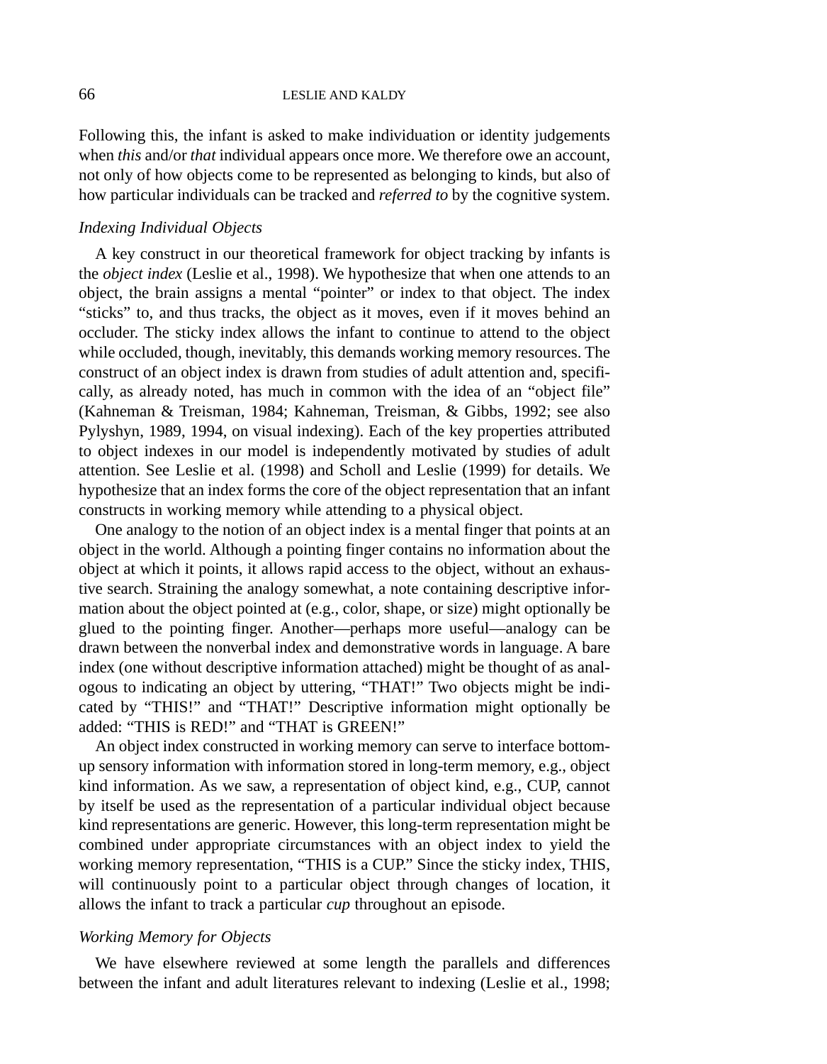Following this, the infant is asked to make individuation or identity judgements when *this* and/or *that* individual appears once more. We therefore owe an account, not only of how objects come to be represented as belonging to kinds, but also of how particular individuals can be tracked and *referred to* by the cognitive system.

### *Indexing Individual Objects*

A key construct in our theoretical framework for object tracking by infants is the *object index* (Leslie et al., 1998). We hypothesize that when one attends to an object, the brain assigns a mental "pointer" or index to that object. The index "sticks" to, and thus tracks, the object as it moves, even if it moves behind an occluder. The sticky index allows the infant to continue to attend to the object while occluded, though, inevitably, this demands working memory resources. The construct of an object index is drawn from studies of adult attention and, specifically, as already noted, has much in common with the idea of an "object file" (Kahneman & Treisman, 1984; Kahneman, Treisman, & Gibbs, 1992; see also Pylyshyn, 1989, 1994, on visual indexing). Each of the key properties attributed to object indexes in our model is independently motivated by studies of adult attention. See Leslie et al. (1998) and Scholl and Leslie (1999) for details. We hypothesize that an index forms the core of the object representation that an infant constructs in working memory while attending to a physical object.

One analogy to the notion of an object index is a mental finger that points at an object in the world. Although a pointing finger contains no information about the object at which it points, it allows rapid access to the object, without an exhaustive search. Straining the analogy somewhat, a note containing descriptive information about the object pointed at (e.g., color, shape, or size) might optionally be glued to the pointing finger. Another—perhaps more useful—analogy can be drawn between the nonverbal index and demonstrative words in language. A bare index (one without descriptive information attached) might be thought of as analogous to indicating an object by uttering, "THAT!" Two objects might be indicated by "THIS!" and "THAT!" Descriptive information might optionally be added: "THIS is RED!" and "THAT is GREEN!"

An object index constructed in working memory can serve to interface bottom-up sensory information with information stored in long-term memory, e.g., object kind information. As we saw, a representation of object kind, e.g., CUP, cannot by itself be used as the representation of a particular individual object because kind representations are generic. However, this long-term representation might be combined under appropriate circumstances with an object index to yield the working memory representation, "THIS is a CUP." Since the sticky index, THIS, will continuously point to a particular object through changes of location, it allows the infant to track a particular *cup* throughout an episode.

### *Working Memory for Objects*

We have elsewhere reviewed at some length the parallels and differences between the infant and adult literatures relevant to indexing (Leslie et al., 1998;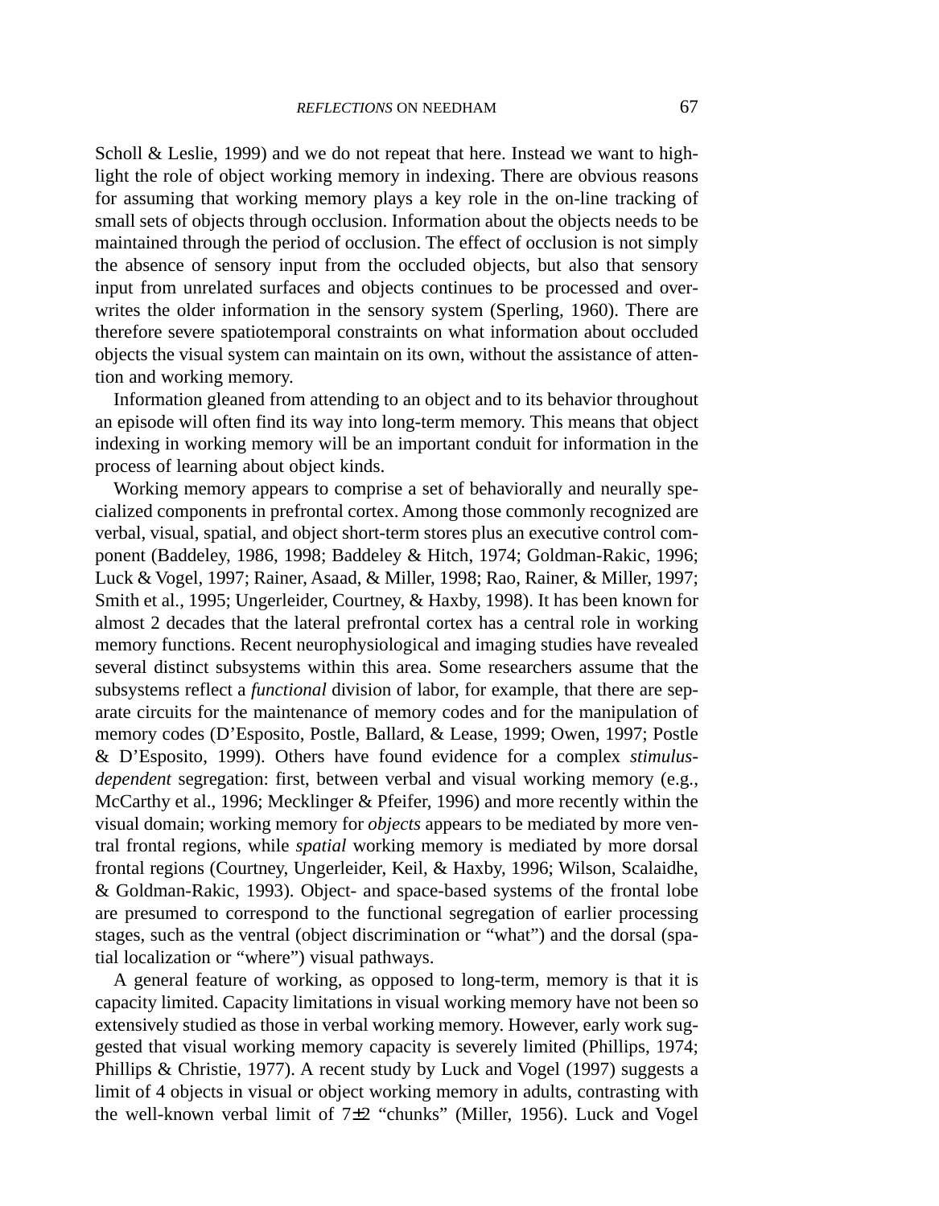Scholl & Leslie, 1999) and we do not repeat that here. Instead we want to highlight the role of object working memory in indexing. There are obvious reasons for assuming that working memory plays a key role in the on-line tracking of small sets of objects through occlusion. Information about the objects needs to be maintained through the period of occlusion. The effect of occlusion is not simply the absence of sensory input from the occluded objects, but also that sensory input from unrelated surfaces and objects continues to be processed and overwrites the older information in the sensory system (Sperling, 1960). There are therefore severe spatiotemporal constraints on what information about occluded objects the visual system can maintain on its own, without the assistance of attention and working memory.

Information gleaned from attending to an object and to its behavior throughout an episode will often find its way into long-term memory. This means that object indexing in working memory will be an important conduit for information in the process of learning about object kinds.

Working memory appears to comprise a set of behaviorally and neurally specialized components in prefrontal cortex. Among those commonly recognized are verbal, visual, spatial, and object short-term stores plus an executive control component (Baddeley, 1986, 1998; Baddeley & Hitch, 1974; Goldman-Rakic, 1996; Luck & Vogel, 1997; Rainer, Asaad, & Miller, 1998; Rao, Rainer, & Miller, 1997; Smith et al., 1995; Ungerleider, Courtney, & Haxby, 1998). It has been known for almost 2 decades that the lateral prefrontal cortex has a central role in working memory functions. Recent neurophysiological and imaging studies have revealed several distinct subsystems within this area. Some researchers assume that the subsystems reflect a *functional* division of labor, for example, that there are separate circuits for the maintenance of memory codes and for the manipulation of memory codes (D'Esposito, Postle, Ballard, & Lease, 1999; Owen, 1997; Postle & D'Esposito, 1999). Others have found evidence for a complex *stimulus-dependent* segregation: first, between verbal and visual working memory (e.g., McCarthy et al., 1996; Mecklinger & Pfeifer, 1996) and more recently within the visual domain; working memory for *objects* appears to be mediated by more ventral frontal regions, while *spatial* working memory is mediated by more dorsal frontal regions (Courtney, Ungerleider, Keil, & Haxby, 1996; Wilson, Scalaidhe, & Goldman-Rakic, 1993). Object- and space-based systems of the frontal lobe are presumed to correspond to the functional segregation of earlier processing stages, such as the ventral (object discrimination or "what") and the dorsal (spatial localization or "where") visual pathways.

A general feature of working, as opposed to long-term, memory is that it is capacity limited. Capacity limitations in visual working memory have not been so extensively studied as those in verbal working memory. However, early work suggested that visual working memory capacity is severely limited (Phillips, 1974; Phillips & Christie, 1977). A recent study by Luck and Vogel (1997) suggests a limit of 4 objects in visual or object working memory in adults, contrasting with the well-known verbal limit of $7 \pm 2$ "chunks" (Miller, 1956). Luck and Vogel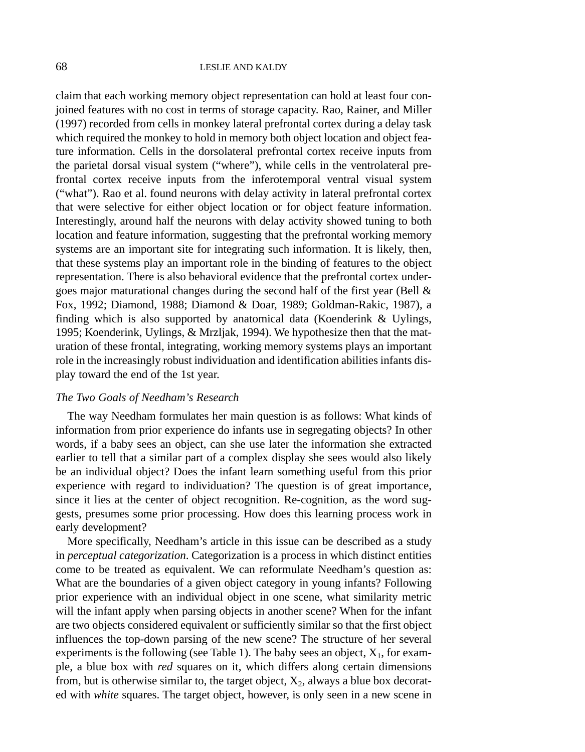claim that each working memory object representation can hold at least four conjoined features with no cost in terms of storage capacity. Rao, Rainer, and Miller (1997) recorded from cells in monkey lateral prefrontal cortex during a delay task which required the monkey to hold in memory both object location and object feature information. Cells in the dorsolateral prefrontal cortex receive inputs from the parietal dorsal visual system ("where"), while cells in the ventrolateral prefrontal cortex receive inputs from the inferotemporal ventral visual system ("what"). Rao et al. found neurons with delay activity in lateral prefrontal cortex that were selective for either object location or for object feature information. Interestingly, around half the neurons with delay activity showed tuning to both location and feature information, suggesting that the prefrontal working memory systems are an important site for integrating such information. It is likely, then, that these systems play an important role in the binding of features to the object representation. There is also behavioral evidence that the prefrontal cortex undergoes major maturational changes during the second half of the first year (Bell & Fox, 1992; Diamond, 1988; Diamond & Doar, 1989; Goldman-Rakic, 1987), a finding which is also supported by anatomical data (Koenderink & Uylings, 1995; Koenderink, Uylings, & Mrzljak, 1994). We hypothesize then that the maturation of these frontal, integrating, working memory systems plays an important role in the increasingly robust individuation and identification abilities infants display toward the end of the 1st year.

### *The Two Goals of Needham's Research*

The way Needham formulates her main question is as follows: What kinds of information from prior experience do infants use in segregating objects? In other words, if a baby sees an object, can she use later the information she extracted earlier to tell that a similar part of a complex display she sees would also likely be an individual object? Does the infant learn something useful from this prior experience with regard to individuation? The question is of great importance, since it lies at the center of object recognition. Re-cognition, as the word suggests, presumes some prior processing. How does this learning process work in early development?

More specifically, Needham's article in this issue can be described as a study in *perceptual categorization*. Categorization is a process in which distinct entities come to be treated as equivalent. We can reformulate Needham's question as: What are the boundaries of a given object category in young infants? Following prior experience with an individual object in one scene, what similarity metric will the infant apply when parsing objects in another scene? When for the infant are two objects considered equivalent or sufficiently similar so that the first object influences the top-down parsing of the new scene? The structure of her several experiments is the following (see Table 1). The baby sees an object, $X_1$, for example, a blue box with *red* squares on it, which differs along certain dimensions from, but is otherwise similar to, the target object, $X_2$, always a blue box decorated with *white* squares. The target object, however, is only seen in a new scene in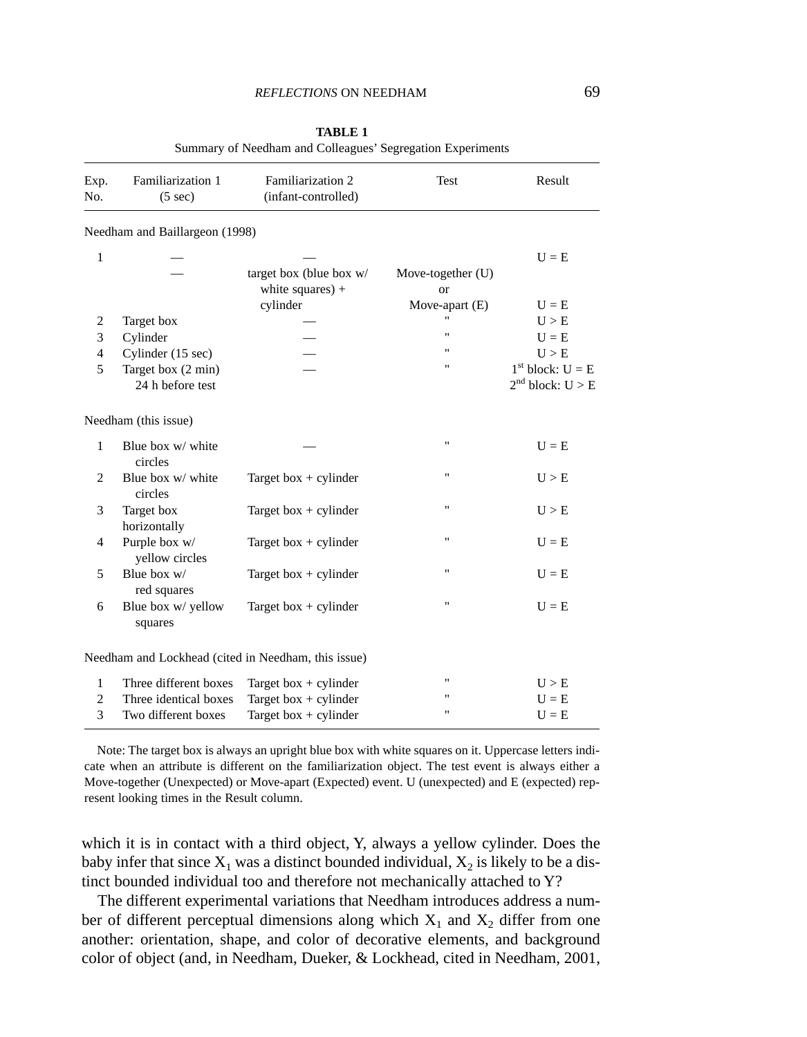**TABLE 1**
Summary of Needham and Colleagues' Segregation Experiments

| Exp. No. | Familiarization 1 (5 sec) | Familiarization 2 (infant-controlled) | Test | Result |
|---|---|---|---|---|
| Needham and Baillargeon (1998) | | | | |
| 1 | — | — | | U = E |
| | — | target box (blue box w/ white squares) + cylinder | Move-together (U) or Move-apart (E) | U = E |
| 2 | Target box | — | " | U > E |
| 3 | Cylinder | — | " | U = E |
| 4 | Cylinder (15 sec) | — | " | U > E |
| 5 | Target box (2 min) 24 h before test | — | " | 1st block: U = E<br>2nd block: U > E |
| Needham (this issue) | | | | |
| 1 | Blue box w/ white circles | — | " | U = E |
| 2 | Blue box w/ white circles | Target box + cylinder | " | U > E |
| 3 | Target box horizontally | Target box + cylinder | " | U > E |
| 4 | Purple box w/ yellow circles | Target box + cylinder | " | U = E |
| 5 | Blue box w/ red squares | Target box + cylinder | " | U = E |
| 6 | Blue box w/ yellow squares | Target box + cylinder | " | U = E |
| Needham and Lockhead (cited in Needham, this issue) | | | | |
| 1 | Three different boxes | Target box + cylinder | " | U > E |
| 2 | Three identical boxes | Target box + cylinder | " | U = E |
| 3 | Two different boxes | Target box + cylinder | " | U = E |

Note: The target box is always an upright blue box with white squares on it. Uppercase letters indicate when an attribute is different on the familiarization object. The test event is always either a Move-together (Unexpected) or Move-apart (Expected) event. U (unexpected) and E (expected) represent looking times in the Result column.

which it is in contact with a third object, Y, always a yellow cylinder. Does the baby infer that since $X_1$ was a distinct bounded individual, $X_2$ is likely to be a distinct bounded individual too and therefore not mechanically attached to Y?

The different experimental variations that Needham introduces address a number of different perceptual dimensions along which $X_1$ and $X_2$ differ from one another: orientation, shape, and color of decorative elements, and background color of object (and, in Needham, Dueker, & Lockhead, cited in Needham, 2001,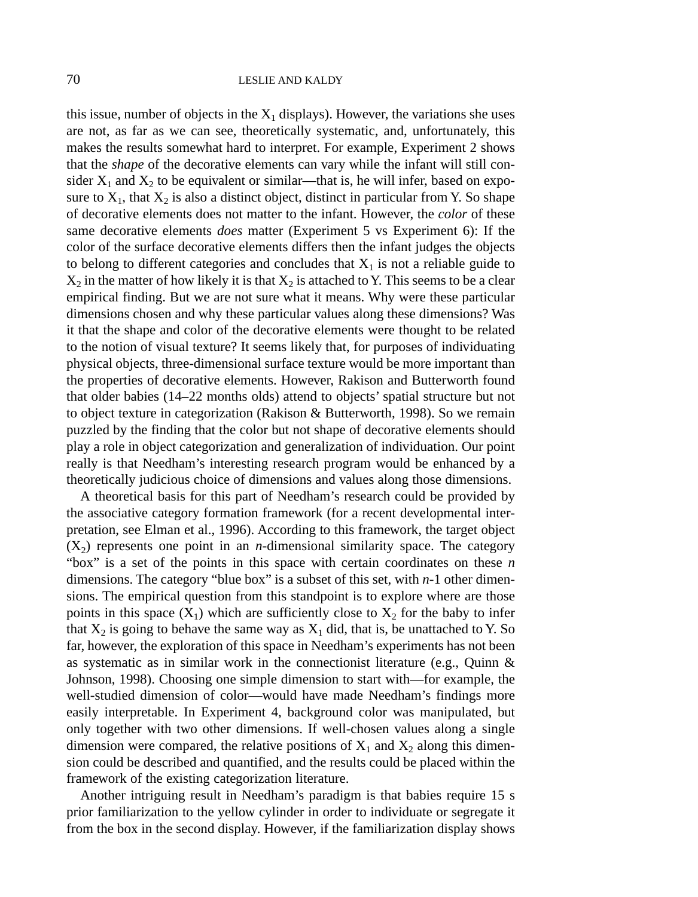this issue, number of objects in the $X_1$ displays). However, the variations she uses are not, as far as we can see, theoretically systematic, and, unfortunately, this makes the results somewhat hard to interpret. For example, Experiment 2 shows that the *shape* of the decorative elements can vary while the infant will still consider $X_1$ and $X_2$ to be equivalent or similar—that is, he will infer, based on exposure to $X_1$, that $X_2$ is also a distinct object, distinct in particular from Y. So shape of decorative elements does not matter to the infant. However, the *color* of these same decorative elements *does* matter (Experiment 5 vs Experiment 6): If the color of the surface decorative elements differs then the infant judges the objects to belong to different categories and concludes that $X_1$ is not a reliable guide to $X_2$ in the matter of how likely it is that $X_2$ is attached to Y. This seems to be a clear empirical finding. But we are not sure what it means. Why were these particular dimensions chosen and why these particular values along these dimensions? Was it that the shape and color of the decorative elements were thought to be related to the notion of visual texture? It seems likely that, for purposes of individuating physical objects, three-dimensional surface texture would be more important than the properties of decorative elements. However, Rakison and Butterworth found that older babies (14–22 months olds) attend to objects' spatial structure but not to object texture in categorization (Rakison & Butterworth, 1998). So we remain puzzled by the finding that the color but not shape of decorative elements should play a role in object categorization and generalization of individuation. Our point really is that Needham's interesting research program would be enhanced by a theoretically judicious choice of dimensions and values along those dimensions.

A theoretical basis for this part of Needham's research could be provided by the associative category formation framework (for a recent developmental interpretation, see Elman et al., 1996). According to this framework, the target object ($X_2$) represents one point in an *n*-dimensional similarity space. The category "box" is a set of the points in this space with certain coordinates on these *n* dimensions. The category "blue box" is a subset of this set, with *n*-1 other dimensions. The empirical question from this standpoint is to explore where are those points in this space ($X_1$) which are sufficiently close to $X_2$ for the baby to infer that $X_2$ is going to behave the same way as $X_1$ did, that is, be unattached to Y. So far, however, the exploration of this space in Needham's experiments has not been as systematic as in similar work in the connectionist literature (e.g., Quinn & Johnson, 1998). Choosing one simple dimension to start with—for example, the well-studied dimension of color—would have made Needham's findings more easily interpretable. In Experiment 4, background color was manipulated, but only together with two other dimensions. If well-chosen values along a single dimension were compared, the relative positions of $X_1$ and $X_2$ along this dimension could be described and quantified, and the results could be placed within the framework of the existing categorization literature.

Another intriguing result in Needham's paradigm is that babies require 15 s prior familiarization to the yellow cylinder in order to individuate or segregate it from the box in the second display. However, if the familiarization display shows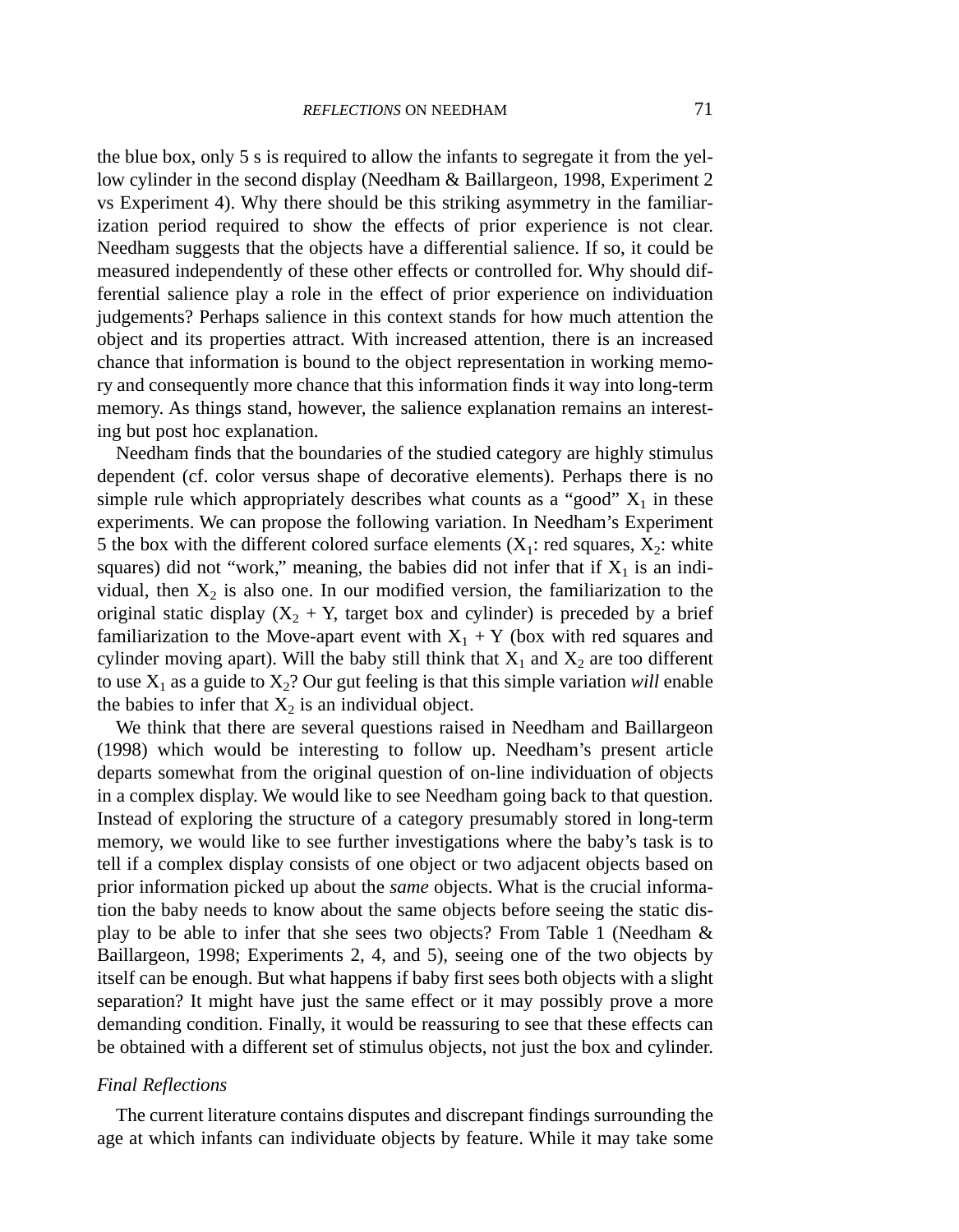the blue box, only 5 s is required to allow the infants to segregate it from the yellow cylinder in the second display (Needham & Baillargeon, 1998, Experiment 2 vs Experiment 4). Why there should be this striking asymmetry in the familiarization period required to show the effects of prior experience is not clear. Needham suggests that the objects have a differential salience. If so, it could be measured independently of these other effects or controlled for. Why should differential salience play a role in the effect of prior experience on individuation judgements? Perhaps salience in this context stands for how much attention the object and its properties attract. With increased attention, there is an increased chance that information is bound to the object representation in working memory and consequently more chance that this information finds it way into long-term memory. As things stand, however, the salience explanation remains an interesting but post hoc explanation.

Needham finds that the boundaries of the studied category are highly stimulus dependent (cf. color versus shape of decorative elements). Perhaps there is no simple rule which appropriately describes what counts as a "good" $X_1$ in these experiments. We can propose the following variation. In Needham's Experiment 5 the box with the different colored surface elements ($X_1$: red squares, $X_2$: white squares) did not "work," meaning, the babies did not infer that if $X_1$ is an individual, then $X_2$ is also one. In our modified version, the familiarization to the original static display ($X_2 + Y$, target box and cylinder) is preceded by a brief familiarization to the Move-apart event with $X_1 + Y$ (box with red squares and cylinder moving apart). Will the baby still think that $X_1$ and $X_2$ are too different to use $X_1$ as a guide to $X_2$? Our gut feeling is that this simple variation *will* enable the babies to infer that $X_2$ is an individual object.

We think that there are several questions raised in Needham and Baillargeon (1998) which would be interesting to follow up. Needham's present article departs somewhat from the original question of on-line individuation of objects in a complex display. We would like to see Needham going back to that question. Instead of exploring the structure of a category presumably stored in long-term memory, we would like to see further investigations where the baby's task is to tell if a complex display consists of one object or two adjacent objects based on prior information picked up about the *same* objects. What is the crucial information the baby needs to know about the same objects before seeing the static display to be able to infer that she sees two objects? From Table 1 (Needham & Baillargeon, 1998; Experiments 2, 4, and 5), seeing one of the two objects by itself can be enough. But what happens if baby first sees both objects with a slight separation? It might have just the same effect or it may possibly prove a more demanding condition. Finally, it would be reassuring to see that these effects can be obtained with a different set of stimulus objects, not just the box and cylinder.

### *Final Reflections*

The current literature contains disputes and discrepant findings surrounding the age at which infants can individuate objects by feature. While it may take some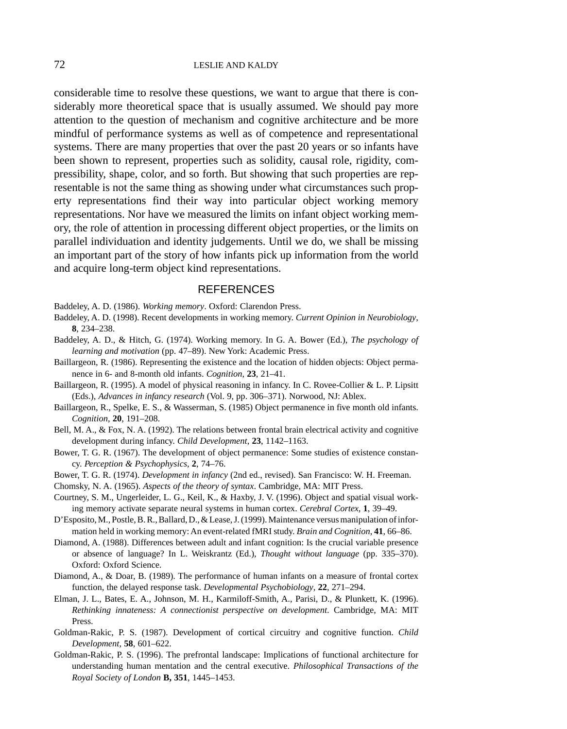considerable time to resolve these questions, we want to argue that there is considerably more theoretical space that is usually assumed. We should pay more attention to the question of mechanism and cognitive architecture and be more mindful of performance systems as well as of competence and representational systems. There are many properties that over the past 20 years or so infants have been shown to represent, properties such as solidity, causal role, rigidity, compressibility, shape, color, and so forth. But showing that such properties are representable is not the same thing as showing under what circumstances such property representations find their way into particular object working memory representations. Nor have we measured the limits on infant object working memory, the role of attention in processing different object properties, or the limits on parallel individuation and identity judgements. Until we do, we shall be missing an important part of the story of how infants pick up information from the world and acquire long-term object kind representations.

## REFERENCES

Baddeley, A. D. (1986). *Working memory*. Oxford: Clarendon Press.

Baddeley, A. D. (1998). Recent developments in working memory. *Current Opinion in Neurobiology*, **8**, 234–238.

Baddeley, A. D., & Hitch, G. (1974). Working memory. In G. A. Bower (Ed.), *The psychology of learning and motivation* (pp. 47–89). New York: Academic Press.

Baillargeon, R. (1986). Representing the existence and the location of hidden objects: Object permanence in 6- and 8-month old infants. *Cognition*, **23**, 21–41.

Baillargeon, R. (1995). A model of physical reasoning in infancy. In C. Rovee-Collier & L. P. Lipsitt (Eds.), *Advances in infancy research* (Vol. 9, pp. 306–371). Norwood, NJ: Ablex.

Baillargeon, R., Spelke, E. S., & Wasserman, S. (1985) Object permanence in five month old infants. *Cognition*, **20**, 191–208.

Bell, M. A., & Fox, N. A. (1992). The relations between frontal brain electrical activity and cognitive development during infancy. *Child Development*, **23**, 1142–1163.

Bower, T. G. R. (1967). The development of object permanence: Some studies of existence constancy. *Perception & Psychophysics*, **2**, 74–76.

Bower, T. G. R. (1974). *Development in infancy* (2nd ed., revised). San Francisco: W. H. Freeman.

Chomsky, N. A. (1965). *Aspects of the theory of syntax*. Cambridge, MA: MIT Press.

Courtney, S. M., Ungerleider, L. G., Keil, K., & Haxby, J. V. (1996). Object and spatial visual working memory activate separate neural systems in human cortex. *Cerebral Cortex*, **1**, 39–49.

D'Esposito, M., Postle, B. R., Ballard, D., & Lease, J. (1999). Maintenance versus manipulation of information held in working memory: An event-related fMRI study. *Brain and Cognition*, **41**, 66–86.

Diamond, A. (1988). Differences between adult and infant cognition: Is the crucial variable presence or absence of language? In L. Weiskrantz (Ed.), *Thought without language* (pp. 335–370). Oxford: Oxford Science.

Diamond, A., & Doar, B. (1989). The performance of human infants on a measure of frontal cortex function, the delayed response task. *Developmental Psychobiology*, **22**, 271–294.

Elman, J. L., Bates, E. A., Johnson, M. H., Karmiloff-Smith, A., Parisi, D., & Plunkett, K. (1996). *Rethinking innateness: A connectionist perspective on development*. Cambridge, MA: MIT Press.

Goldman-Rakic, P. S. (1987). Development of cortical circuitry and cognitive function. *Child Development*, **58**, 601–622.

Goldman-Rakic, P. S. (1996). The prefrontal landscape: Implications of functional architecture for understanding human mentation and the central executive. *Philosophical Transactions of the Royal Society of London* **B, 351**, 1445–1453.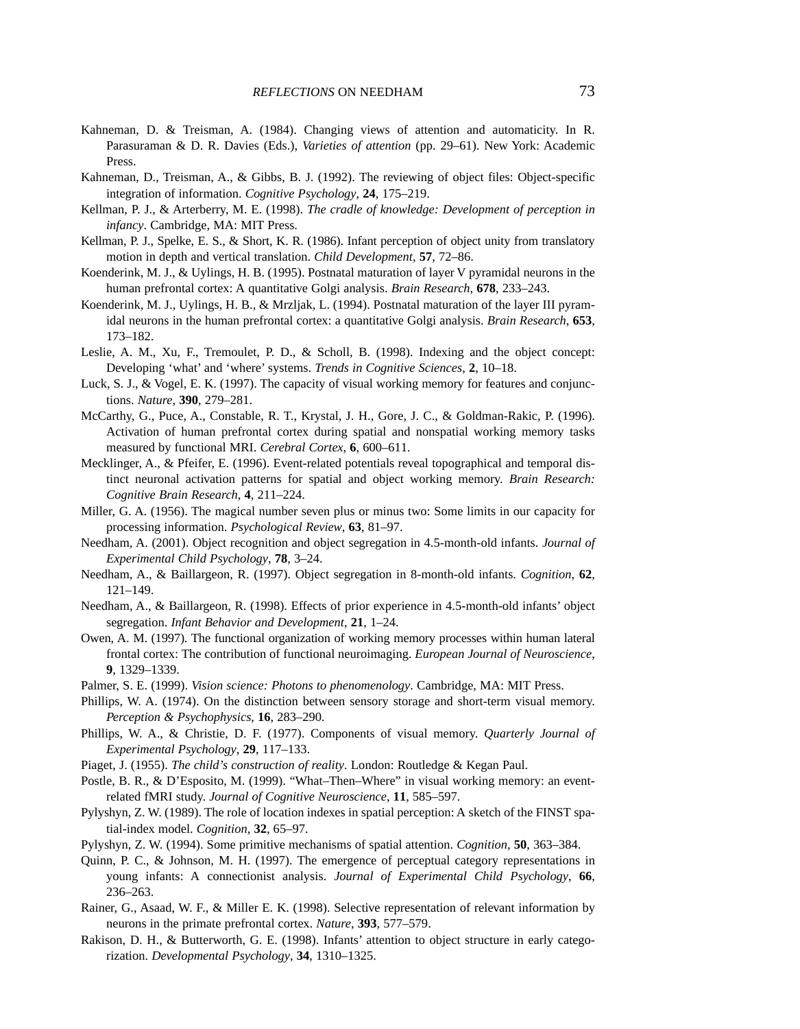Kahneman, D. & Treisman, A. (1984). Changing views of attention and automaticity. In R. Parasuraman & D. R. Davies (Eds.), *Varieties of attention* (pp. 29–61). New York: Academic Press.

Kahneman, D., Treisman, A., & Gibbs, B. J. (1992). The reviewing of object files: Object-specific integration of information. *Cognitive Psychology*, **24**, 175–219.

Kellman, P. J., & Arterberry, M. E. (1998). *The cradle of knowledge: Development of perception in infancy*. Cambridge, MA: MIT Press.

Kellman, P. J., Spelke, E. S., & Short, K. R. (1986). Infant perception of object unity from translatory motion in depth and vertical translation. *Child Development*, **57**, 72–86.

Koenderink, M. J., & Uylings, H. B. (1995). Postnatal maturation of layer V pyramidal neurons in the human prefrontal cortex: A quantitative Golgi analysis. *Brain Research*, **678**, 233–243.

Koenderink, M. J., Uylings, H. B., & Mrzljak, L. (1994). Postnatal maturation of the layer III pyramidal neurons in the human prefrontal cortex: a quantitative Golgi analysis. *Brain Research*, **653**, 173–182.

Leslie, A. M., Xu, F., Tremoulet, P. D., & Scholl, B. (1998). Indexing and the object concept: Developing 'what' and 'where' systems. *Trends in Cognitive Sciences*, **2**, 10–18.

Luck, S. J., & Vogel, E. K. (1997). The capacity of visual working memory for features and conjunctions. *Nature*, **390**, 279–281.

McCarthy, G., Puce, A., Constable, R. T., Krystal, J. H., Gore, J. C., & Goldman-Rakic, P. (1996). Activation of human prefrontal cortex during spatial and nonspatial working memory tasks measured by functional MRI. *Cerebral Cortex*, **6**, 600–611.

Mecklinger, A., & Pfeifer, E. (1996). Event-related potentials reveal topographical and temporal distinct neuronal activation patterns for spatial and object working memory. *Brain Research: Cognitive Brain Research*, **4**, 211–224.

Miller, G. A. (1956). The magical number seven plus or minus two: Some limits in our capacity for processing information. *Psychological Review*, **63**, 81–97.

Needham, A. (2001). Object recognition and object segregation in 4.5-month-old infants. *Journal of Experimental Child Psychology*, **78**, 3–24.

Needham, A., & Baillargeon, R. (1997). Object segregation in 8-month-old infants. *Cognition*, **62**, 121–149.

Needham, A., & Baillargeon, R. (1998). Effects of prior experience in 4.5-month-old infants' object segregation. *Infant Behavior and Development*, **21**, 1–24.

Owen, A. M. (1997). The functional organization of working memory processes within human lateral frontal cortex: The contribution of functional neuroimaging. *European Journal of Neuroscience*, **9**, 1329–1339.

Palmer, S. E. (1999). *Vision science: Photons to phenomenology*. Cambridge, MA: MIT Press.

Phillips, W. A. (1974). On the distinction between sensory storage and short-term visual memory. *Perception & Psychophysics*, **16**, 283–290.

Phillips, W. A., & Christie, D. F. (1977). Components of visual memory. *Quarterly Journal of Experimental Psychology*, **29**, 117–133.

Piaget, J. (1955). *The child's construction of reality*. London: Routledge & Kegan Paul.

Postle, B. R., & D'Esposito, M. (1999). "What–Then–Where" in visual working memory: an event-related fMRI study. *Journal of Cognitive Neuroscience*, **11**, 585–597.

Pylyshyn, Z. W. (1989). The role of location indexes in spatial perception: A sketch of the FINST spatial-index model. *Cognition*, **32**, 65–97.

Pylyshyn, Z. W. (1994). Some primitive mechanisms of spatial attention. *Cognition*, **50**, 363–384.

Quinn, P. C., & Johnson, M. H. (1997). The emergence of perceptual category representations in young infants: A connectionist analysis. *Journal of Experimental Child Psychology*, **66**, 236–263.

Rainer, G., Asaad, W. F., & Miller E. K. (1998). Selective representation of relevant information by neurons in the primate prefrontal cortex. *Nature*, **393**, 577–579.

Rakison, D. H., & Butterworth, G. E. (1998). Infants' attention to object structure in early categorization. *Developmental Psychology*, **34**, 1310–1325.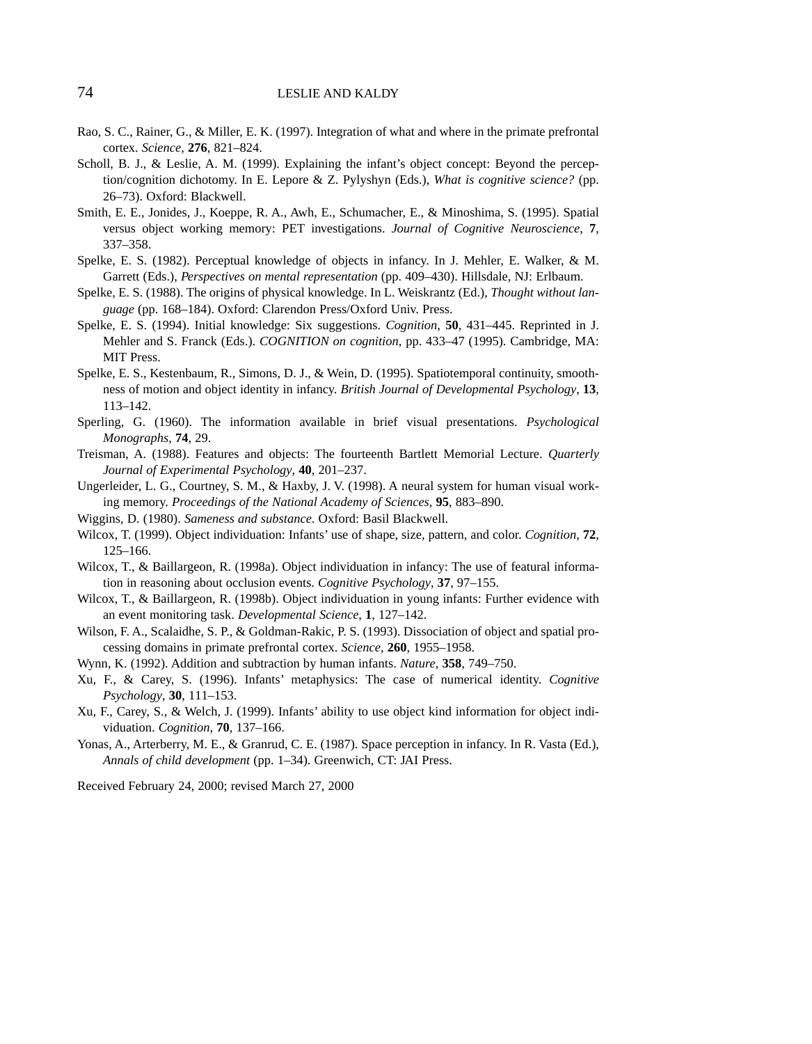Rao, S. C., Rainer, G., & Miller, E. K. (1997). Integration of what and where in the primate prefrontal cortex. *Science*, **276**, 821–824.

Scholl, B. J., & Leslie, A. M. (1999). Explaining the infant's object concept: Beyond the perception/cognition dichotomy. In E. Lepore & Z. Pylyshyn (Eds.), *What is cognitive science?* (pp. 26–73). Oxford: Blackwell.

Smith, E. E., Jonides, J., Koeppe, R. A., Awh, E., Schumacher, E., & Minoshima, S. (1995). Spatial versus object working memory: PET investigations. *Journal of Cognitive Neuroscience*, **7**, 337–358.

Spelke, E. S. (1982). Perceptual knowledge of objects in infancy. In J. Mehler, E. Walker, & M. Garrett (Eds.), *Perspectives on mental representation* (pp. 409–430). Hillsdale, NJ: Erlbaum.

Spelke, E. S. (1988). The origins of physical knowledge. In L. Weiskrantz (Ed.), *Thought without language* (pp. 168–184). Oxford: Clarendon Press/Oxford Univ. Press.

Spelke, E. S. (1994). Initial knowledge: Six suggestions. *Cognition*, **50**, 431–445. Reprinted in J. Mehler and S. Franck (Eds.). *COGNITION on cognition*, pp. 433–47 (1995). Cambridge, MA: MIT Press.

Spelke, E. S., Kestenbaum, R., Simons, D. J., & Wein, D. (1995). Spatiotemporal continuity, smoothness of motion and object identity in infancy. *British Journal of Developmental Psychology*, **13**, 113–142.

Sperling, G. (1960). The information available in brief visual presentations. *Psychological Monographs*, **74**, 29.

Treisman, A. (1988). Features and objects: The fourteenth Bartlett Memorial Lecture. *Quarterly Journal of Experimental Psychology*, **40**, 201–237.

Ungerleider, L. G., Courtney, S. M., & Haxby, J. V. (1998). A neural system for human visual working memory. *Proceedings of the National Academy of Sciences*, **95**, 883–890.

Wiggins, D. (1980). *Sameness and substance*. Oxford: Basil Blackwell.

Wilcox, T. (1999). Object individuation: Infants' use of shape, size, pattern, and color. *Cognition*, **72**, 125–166.

Wilcox, T., & Baillargeon, R. (1998a). Object individuation in infancy: The use of featural information in reasoning about occlusion events. *Cognitive Psychology*, **37**, 97–155.

Wilcox, T., & Baillargeon, R. (1998b). Object individuation in young infants: Further evidence with an event monitoring task. *Developmental Science*, **1**, 127–142.

Wilson, F. A., Scalaidhe, S. P., & Goldman-Rakic, P. S. (1993). Dissociation of object and spatial processing domains in primate prefrontal cortex. *Science*, **260**, 1955–1958.

Wynn, K. (1992). Addition and subtraction by human infants. *Nature*, **358**, 749–750.

Xu, F., & Carey, S. (1996). Infants' metaphysics: The case of numerical identity. *Cognitive Psychology*, **30**, 111–153.

Xu, F., Carey, S., & Welch, J. (1999). Infants' ability to use object kind information for object individuation. *Cognition*, **70**, 137–166.

Yonas, A., Arterberry, M. E., & Granrud, C. E. (1987). Space perception in infancy. In R. Vasta (Ed.), *Annals of child development* (pp. 1–34). Greenwich, CT: JAI Press.

Received February 24, 2000; revised March 27, 2000